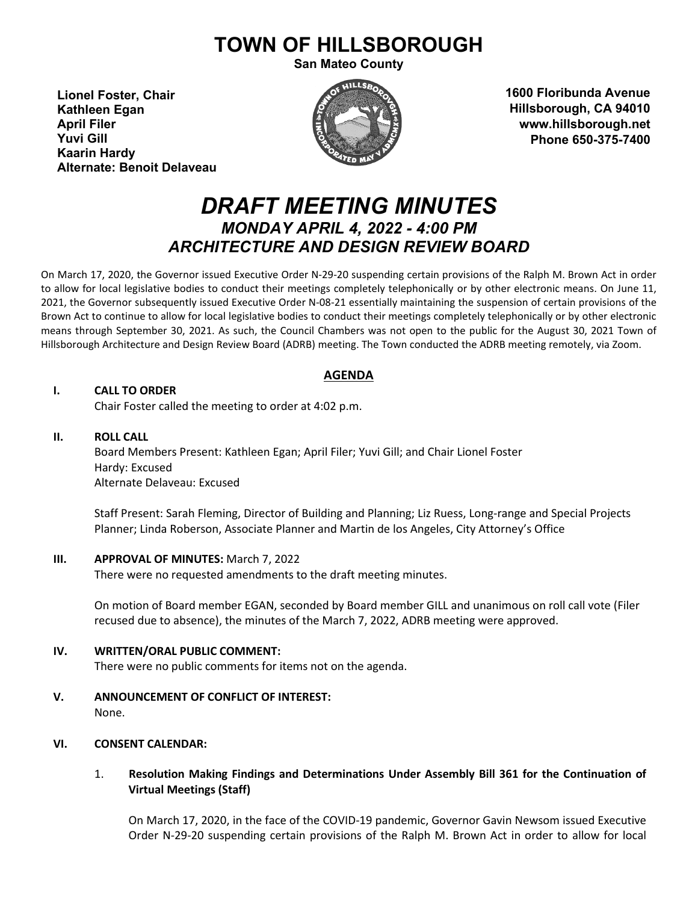# TOWN OF HILLSBOROUGH

**San Mateo County**

**Lionel Foster, Chair**
**Kathleen Egan**
**April Filer**
**Yuvi Gill**
**Kaarin Hardy**
**Alternate: Benoit Delaveau**

**1600 Floribunda Avenue**
**Hillsborough, CA 94010**
**www.hillsborough.net**
**Phone 650-375-7400**

# *DRAFT MEETING MINUTES*
## *MONDAY APRIL 4, 2022 - 4:00 PM*
## *ARCHITECTURE AND DESIGN REVIEW BOARD*

On March 17, 2020, the Governor issued Executive Order N-29-20 suspending certain provisions of the Ralph M. Brown Act in order to allow for local legislative bodies to conduct their meetings completely telephonically or by other electronic means. On June 11, 2021, the Governor subsequently issued Executive Order N-08-21 essentially maintaining the suspension of certain provisions of the Brown Act to continue to allow for local legislative bodies to conduct their meetings completely telephonically or by other electronic means through September 30, 2021. As such, the Council Chambers was not open to the public for the August 30, 2021 Town of Hillsborough Architecture and Design Review Board (ADRB) meeting. The Town conducted the ADRB meeting remotely, via Zoom.

## AGENDA

**I. CALL TO ORDER**

Chair Foster called the meeting to order at 4:02 p.m.

**II. ROLL CALL**

Board Members Present: Kathleen Egan; April Filer; Yuvi Gill; and Chair Lionel Foster
Hardy: Excused
Alternate Delaveau: Excused

Staff Present: Sarah Fleming, Director of Building and Planning; Liz Ruess, Long-range and Special Projects Planner; Linda Roberson, Associate Planner and Martin de los Angeles, City Attorney's Office

**III. APPROVAL OF MINUTES:** March 7, 2022

There were no requested amendments to the draft meeting minutes.

On motion of Board member EGAN, seconded by Board member GILL and unanimous on roll call vote (Filer recused due to absence), the minutes of the March 7, 2022, ADRB meeting were approved.

**IV. WRITTEN/ORAL PUBLIC COMMENT:**

There were no public comments for items not on the agenda.

**V. ANNOUNCEMENT OF CONFLICT OF INTEREST:**

None.

**VI. CONSENT CALENDAR:**

1. **Resolution Making Findings and Determinations Under Assembly Bill 361 for the Continuation of Virtual Meetings (Staff)**

   On March 17, 2020, in the face of the COVID-19 pandemic, Governor Gavin Newsom issued Executive Order N-29-20 suspending certain provisions of the Ralph M. Brown Act in order to allow for local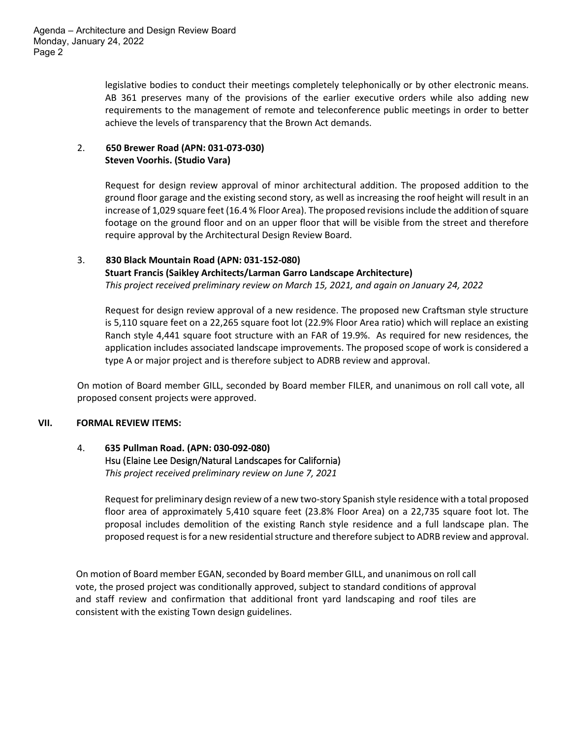legislative bodies to conduct their meetings completely telephonically or by other electronic means. AB 361 preserves many of the provisions of the earlier executive orders while also adding new requirements to the management of remote and teleconference public meetings in order to better achieve the levels of transparency that the Brown Act demands.

2. **650 Brewer Road (APN: 031-073-030)**
   **Steven Voorhis. (Studio Vara)**

   Request for design review approval of minor architectural addition. The proposed addition to the ground floor garage and the existing second story, as well as increasing the roof height will result in an increase of 1,029 square feet (16.4 % Floor Area). The proposed revisions include the addition of square footage on the ground floor and on an upper floor that will be visible from the street and therefore require approval by the Architectural Design Review Board.

3. **830 Black Mountain Road (APN: 031-152-080)**
   **Stuart Francis (Saikley Architects/Larman Garro Landscape Architecture)**
   *This project received preliminary review on March 15, 2021, and again on January 24, 2022*

   Request for design review approval of a new residence. The proposed new Craftsman style structure is 5,110 square feet on a 22,265 square foot lot (22.9% Floor Area ratio) which will replace an existing Ranch style 4,441 square foot structure with an FAR of 19.9%. As required for new residences, the application includes associated landscape improvements. The proposed scope of work is considered a type A or major project and is therefore subject to ADRB review and approval.

On motion of Board member GILL, seconded by Board member FILER, and unanimous on roll call vote, all proposed consent projects were approved.

## VII. FORMAL REVIEW ITEMS:

4. **635 Pullman Road. (APN: 030-092-080)**
   Hsu (Elaine Lee Design/Natural Landscapes for California)
   *This project received preliminary review on June 7, 2021*

   Request for preliminary design review of a new two-story Spanish style residence with a total proposed floor area of approximately 5,410 square feet (23.8% Floor Area) on a 22,735 square foot lot. The proposal includes demolition of the existing Ranch style residence and a full landscape plan. The proposed request is for a new residential structure and therefore subject to ADRB review and approval.

On motion of Board member EGAN, seconded by Board member GILL, and unanimous on roll call vote, the prosed project was conditionally approved, subject to standard conditions of approval and staff review and confirmation that additional front yard landscaping and roof tiles are consistent with the existing Town design guidelines.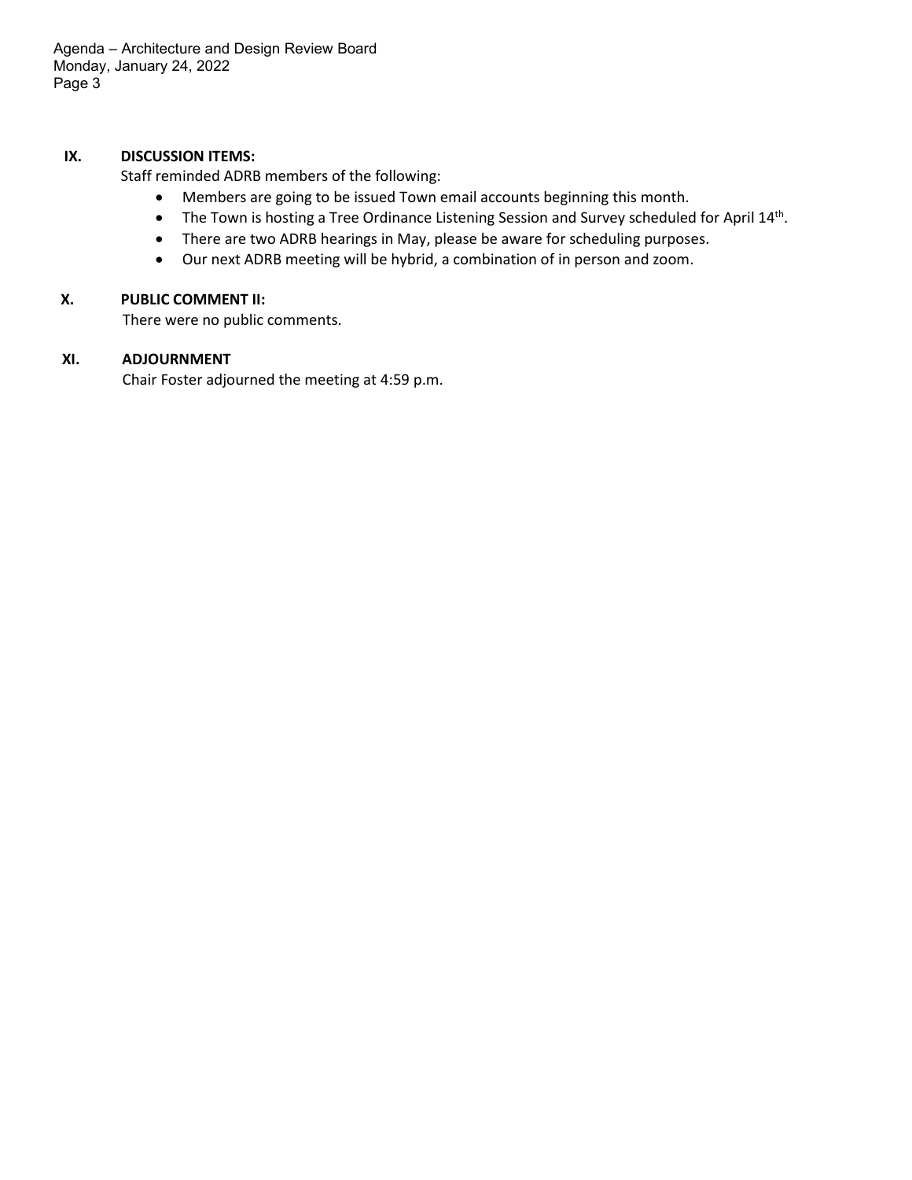## IX. DISCUSSION ITEMS:

Staff reminded ADRB members of the following:

- Members are going to be issued Town email accounts beginning this month.
- The Town is hosting a Tree Ordinance Listening Session and Survey scheduled for April 14th.
- There are two ADRB hearings in May, please be aware for scheduling purposes.
- Our next ADRB meeting will be hybrid, a combination of in person and zoom.

## X. PUBLIC COMMENT II:

There were no public comments.

## XI. ADJOURNMENT

Chair Foster adjourned the meeting at 4:59 p.m.